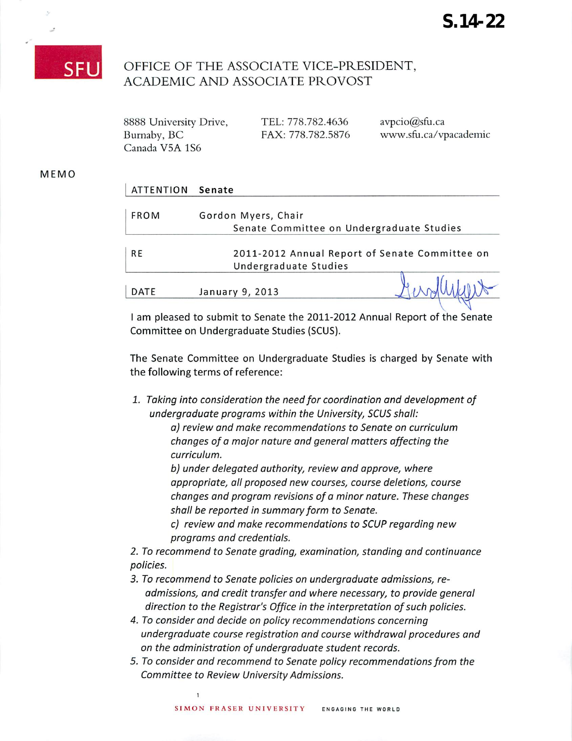**S.14-22**

SFU

OFFICE OF THE ASSOCIATE VICE-PRESIDENT, ACADEMIC AND ASSOCIATE PROVOST

8888 University Drive,
Burnaby, BC
Canada V5A 1S6

TEL: 778.782.4636
FAX: 778.782.5876

avpcio@sfu.ca
www.sfu.ca/vpacademic

MEMO

| | |
|---|---|
| ATTENTION | Senate |
| FROM | Gordon Myers, Chair Senate Committee on Undergraduate Studies |
| RE | 2011-2012 Annual Report of Senate Committee on Undergraduate Studies |
| DATE | January 9, 2013 |

I am pleased to submit to Senate the 2011-2012 Annual Report of the Senate Committee on Undergraduate Studies (SCUS).

The Senate Committee on Undergraduate Studies is charged by Senate with the following terms of reference:

1. *Taking into consideration the need for coordination and development of undergraduate programs within the University, SCUS shall:*
   *a) review and make recommendations to Senate on curriculum changes of a major nature and general matters affecting the curriculum.*
   *b) under delegated authority, review and approve, where appropriate, all proposed new courses, course deletions, course changes and program revisions of a minor nature. These changes shall be reported in summary form to Senate.*
   *c) review and make recommendations to SCUP regarding new programs and credentials.*
2. *To recommend to Senate grading, examination, standing and continuance policies.*
3. *To recommend to Senate policies on undergraduate admissions, re-admissions, and credit transfer and where necessary, to provide general direction to the Registrar's Office in the interpretation of such policies.*
4. *To consider and decide on policy recommendations concerning undergraduate course registration and course withdrawal procedures and on the administration of undergraduate student records.*
5. *To consider and recommend to Senate policy recommendations from the Committee to Review University Admissions.*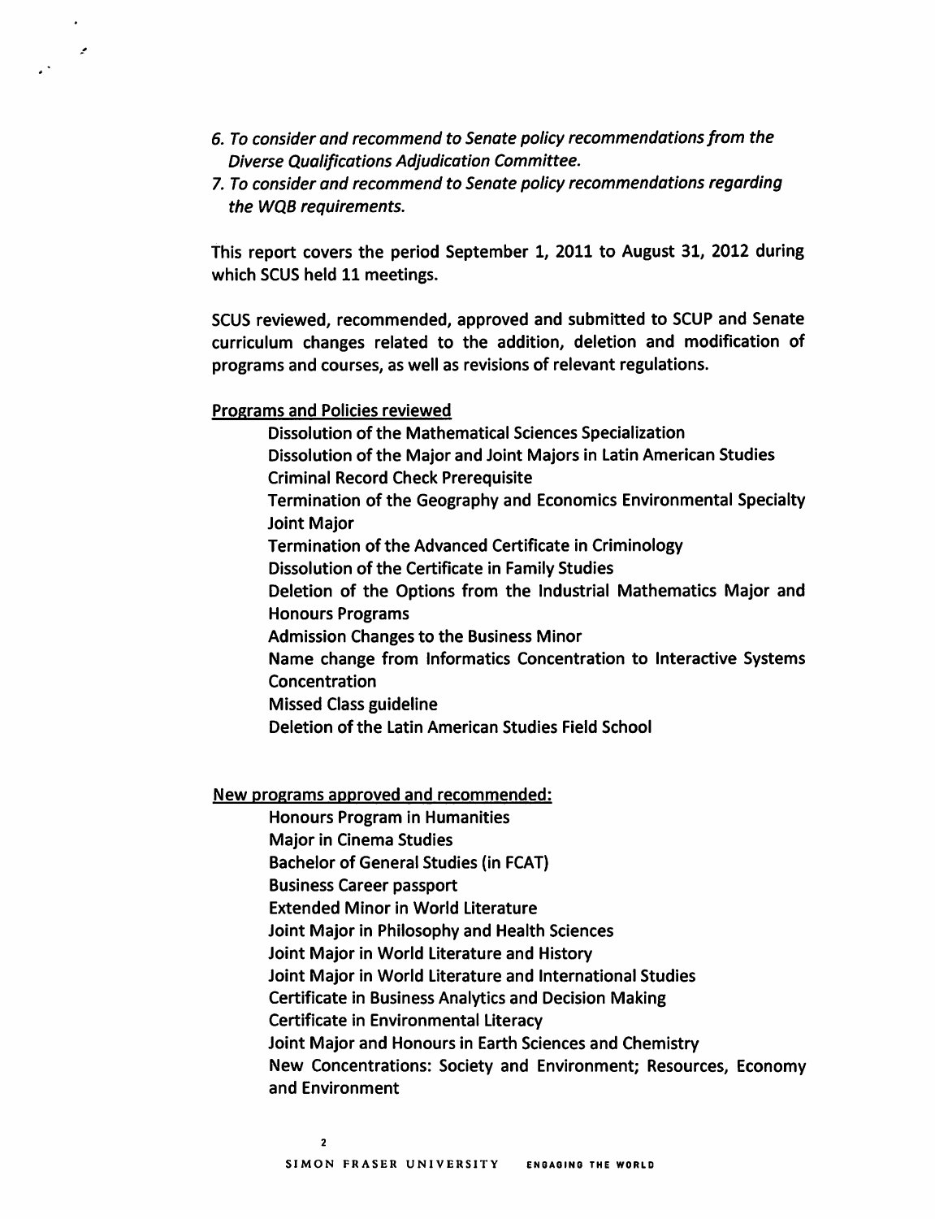*6. To consider and recommend to Senate policy recommendations from the Diverse Qualifications Adjudication Committee.*

*7. To consider and recommend to Senate policy recommendations regarding the WQB requirements.*

This report covers the period September 1, 2011 to August 31, 2012 during which SCUS held 11 meetings.

SCUS reviewed, recommended, approved and submitted to SCUP and Senate curriculum changes related to the addition, deletion and modification of programs and courses, as well as revisions of relevant regulations.

Programs and Policies reviewed

- Dissolution of the Mathematical Sciences Specialization
- Dissolution of the Major and Joint Majors in Latin American Studies
- Criminal Record Check Prerequisite
- Termination of the Geography and Economics Environmental Specialty Joint Major
- Termination of the Advanced Certificate in Criminology
- Dissolution of the Certificate in Family Studies
- Deletion of the Options from the Industrial Mathematics Major and Honours Programs
- Admission Changes to the Business Minor
- Name change from Informatics Concentration to Interactive Systems Concentration
- Missed Class guideline
- Deletion of the Latin American Studies Field School

New programs approved and recommended:

- Honours Program in Humanities
- Major in Cinema Studies
- Bachelor of General Studies (in FCAT)
- Business Career passport
- Extended Minor in World Literature
- Joint Major in Philosophy and Health Sciences
- Joint Major in World Literature and History
- Joint Major in World Literature and International Studies
- Certificate in Business Analytics and Decision Making
- Certificate in Environmental Literacy
- Joint Major and Honours in Earth Sciences and Chemistry
- New Concentrations: Society and Environment; Resources, Economy and Environment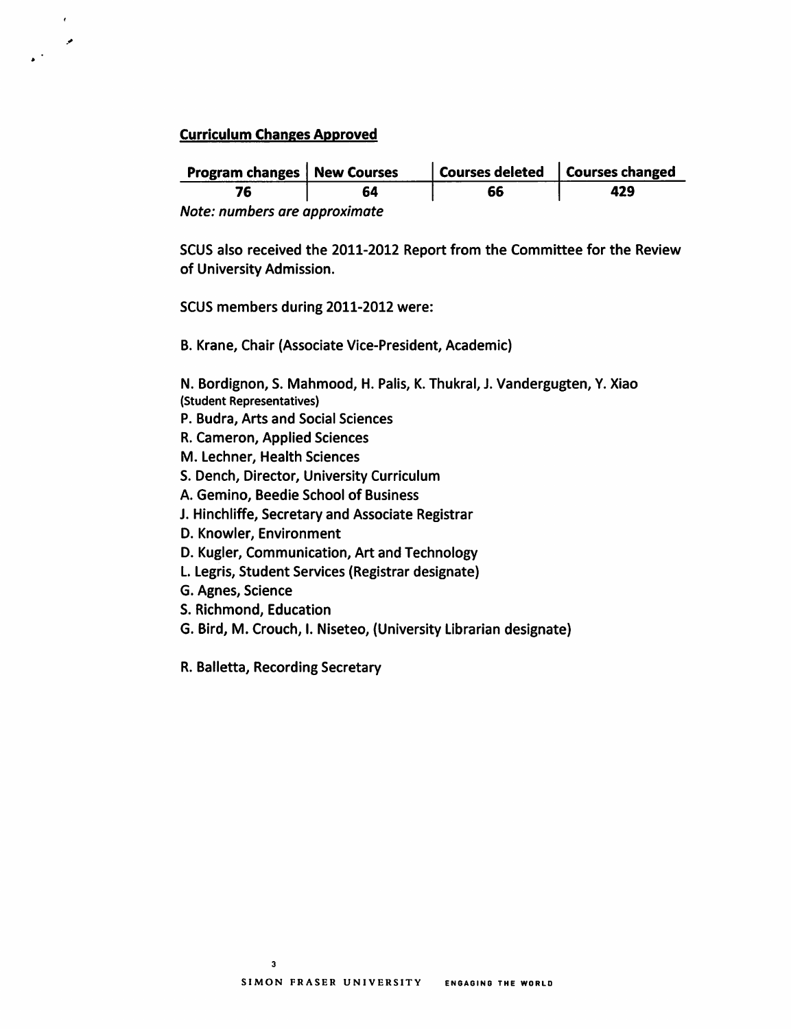**Curriculum Changes Approved**

| Program changes | New Courses | Courses deleted | Courses changed |
| --- | --- | --- | --- |
| 76 | 64 | 66 | 429 |

*Note: numbers are approximate*

SCUS also received the 2011-2012 Report from the Committee for the Review of University Admission.

SCUS members during 2011-2012 were:

B. Krane, Chair (Associate Vice-President, Academic)

N. Bordignon, S. Mahmood, H. Palis, K. Thukral, J. Vandergugten, Y. Xiao (Student Representatives)
P. Budra, Arts and Social Sciences
R. Cameron, Applied Sciences
M. Lechner, Health Sciences
S. Dench, Director, University Curriculum
A. Gemino, Beedie School of Business
J. Hinchliffe, Secretary and Associate Registrar
D. Knowler, Environment
D. Kugler, Communication, Art and Technology
L. Legris, Student Services (Registrar designate)
G. Agnes, Science
S. Richmond, Education
G. Bird, M. Crouch, I. Niseteo, (University Librarian designate)

R. Balletta, Recording Secretary